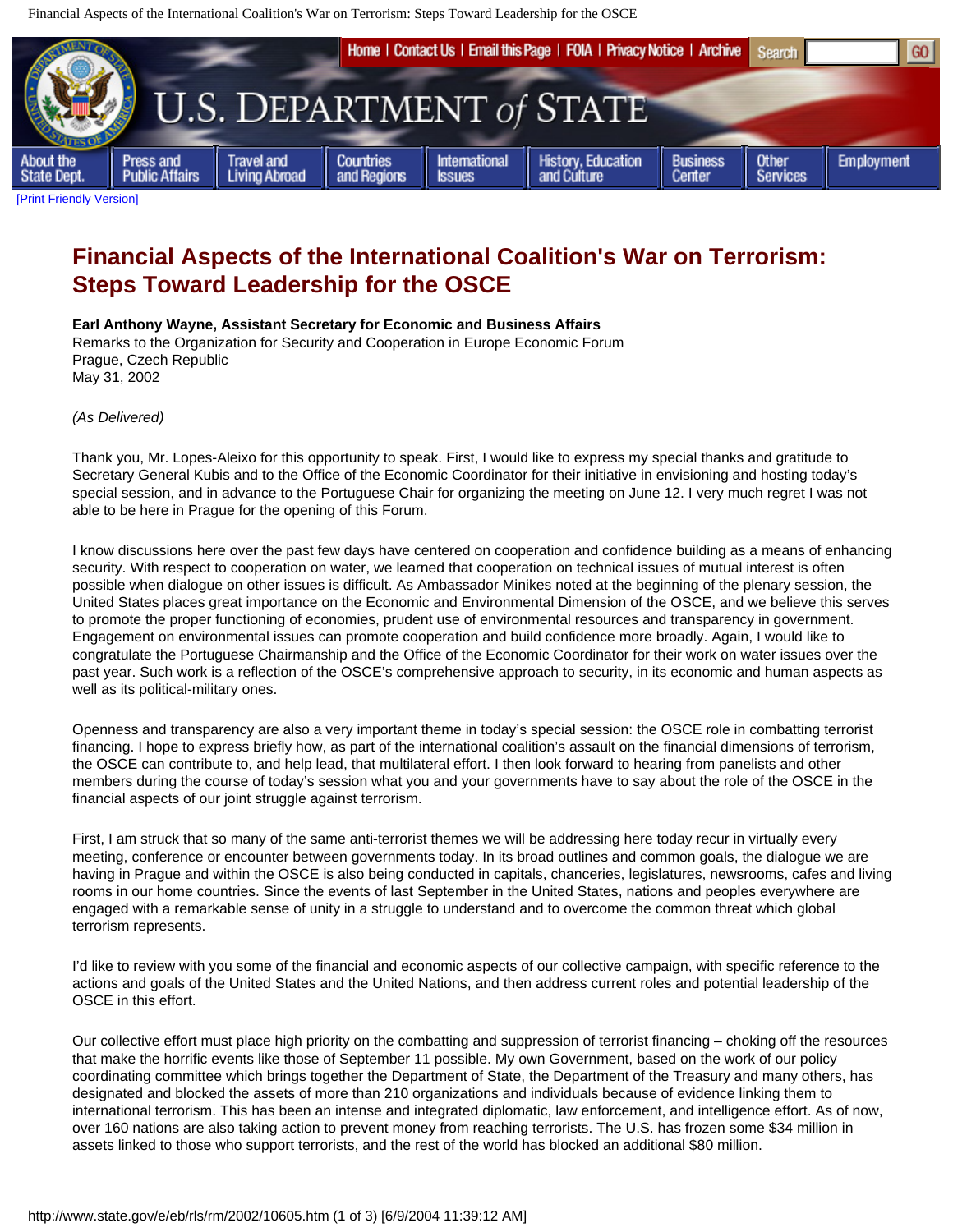# Financial Aspects of the International Coalition's War on Terrorism: Steps Toward Leadership for the OSCE

**Earl Anthony Wayne, Assistant Secretary for Economic and Business Affairs**
Remarks to the Organization for Security and Cooperation in Europe Economic Forum
Prague, Czech Republic
May 31, 2002

*(As Delivered)*

Thank you, Mr. Lopes-Aleixo for this opportunity to speak. First, I would like to express my special thanks and gratitude to Secretary General Kubis and to the Office of the Economic Coordinator for their initiative in envisioning and hosting today's special session, and in advance to the Portuguese Chair for organizing the meeting on June 12. I very much regret I was not able to be here in Prague for the opening of this Forum.

I know discussions here over the past few days have centered on cooperation and confidence building as a means of enhancing security. With respect to cooperation on water, we learned that cooperation on technical issues of mutual interest is often possible when dialogue on other issues is difficult. As Ambassador Minikes noted at the beginning of the plenary session, the United States places great importance on the Economic and Environmental Dimension of the OSCE, and we believe this serves to promote the proper functioning of economies, prudent use of environmental resources and transparency in government. Engagement on environmental issues can promote cooperation and build confidence more broadly. Again, I would like to congratulate the Portuguese Chairmanship and the Office of the Economic Coordinator for their work on water issues over the past year. Such work is a reflection of the OSCE's comprehensive approach to security, in its economic and human aspects as well as its political-military ones.

Openness and transparency are also a very important theme in today's special session: the OSCE role in combatting terrorist financing. I hope to express briefly how, as part of the international coalition's assault on the financial dimensions of terrorism, the OSCE can contribute to, and help lead, that multilateral effort. I then look forward to hearing from panelists and other members during the course of today's session what you and your governments have to say about the role of the OSCE in the financial aspects of our joint struggle against terrorism.

First, I am struck that so many of the same anti-terrorist themes we will be addressing here today recur in virtually every meeting, conference or encounter between governments today. In its broad outlines and common goals, the dialogue we are having in Prague and within the OSCE is also being conducted in capitals, chanceries, legislatures, newsrooms, cafes and living rooms in our home countries. Since the events of last September in the United States, nations and peoples everywhere are engaged with a remarkable sense of unity in a struggle to understand and to overcome the common threat which global terrorism represents.

I'd like to review with you some of the financial and economic aspects of our collective campaign, with specific reference to the actions and goals of the United States and the United Nations, and then address current roles and potential leadership of the OSCE in this effort.

Our collective effort must place high priority on the combatting and suppression of terrorist financing – choking off the resources that make the horrific events like those of September 11 possible. My own Government, based on the work of our policy coordinating committee which brings together the Department of State, the Department of the Treasury and many others, has designated and blocked the assets of more than 210 organizations and individuals because of evidence linking them to international terrorism. This has been an intense and integrated diplomatic, law enforcement, and intelligence effort. As of now, over 160 nations are also taking action to prevent money from reaching terrorists. The U.S. has frozen some $34 million in assets linked to those who support terrorists, and the rest of the world has blocked an additional $80 million.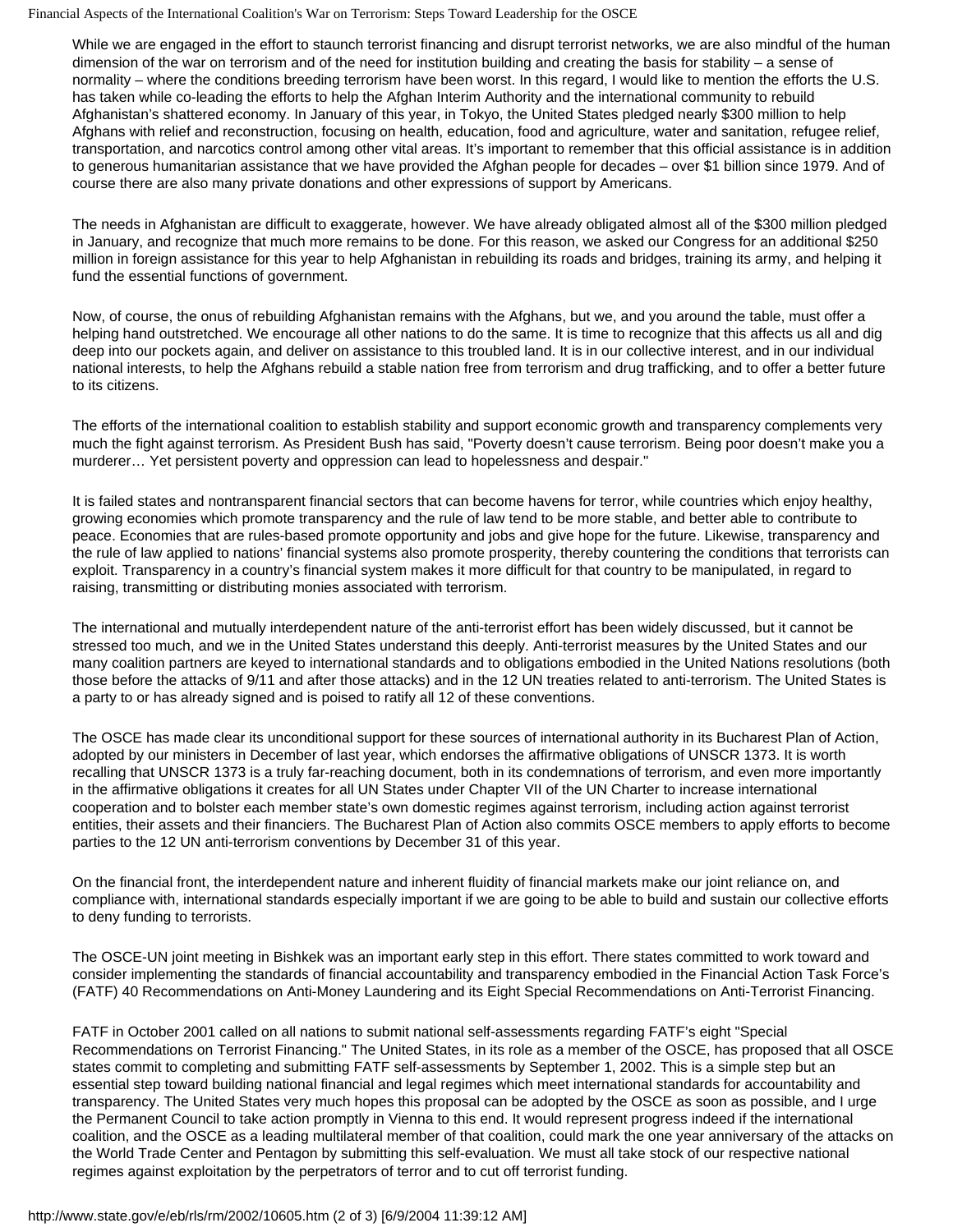While we are engaged in the effort to staunch terrorist financing and disrupt terrorist networks, we are also mindful of the human dimension of the war on terrorism and of the need for institution building and creating the basis for stability – a sense of normality – where the conditions breeding terrorism have been worst. In this regard, I would like to mention the efforts the U.S. has taken while co-leading the efforts to help the Afghan Interim Authority and the international community to rebuild Afghanistan's shattered economy. In January of this year, in Tokyo, the United States pledged nearly $300 million to help Afghans with relief and reconstruction, focusing on health, education, food and agriculture, water and sanitation, refugee relief, transportation, and narcotics control among other vital areas. It's important to remember that this official assistance is in addition to generous humanitarian assistance that we have provided the Afghan people for decades – over $1 billion since 1979. And of course there are also many private donations and other expressions of support by Americans.

The needs in Afghanistan are difficult to exaggerate, however. We have already obligated almost all of the $300 million pledged in January, and recognize that much more remains to be done. For this reason, we asked our Congress for an additional $250 million in foreign assistance for this year to help Afghanistan in rebuilding its roads and bridges, training its army, and helping it fund the essential functions of government.

Now, of course, the onus of rebuilding Afghanistan remains with the Afghans, but we, and you around the table, must offer a helping hand outstretched. We encourage all other nations to do the same. It is time to recognize that this affects us all and dig deep into our pockets again, and deliver on assistance to this troubled land. It is in our collective interest, and in our individual national interests, to help the Afghans rebuild a stable nation free from terrorism and drug trafficking, and to offer a better future to its citizens.

The efforts of the international coalition to establish stability and support economic growth and transparency complements very much the fight against terrorism. As President Bush has said, "Poverty doesn't cause terrorism. Being poor doesn't make you a murderer… Yet persistent poverty and oppression can lead to hopelessness and despair."

It is failed states and nontransparent financial sectors that can become havens for terror, while countries which enjoy healthy, growing economies which promote transparency and the rule of law tend to be more stable, and better able to contribute to peace. Economies that are rules-based promote opportunity and jobs and give hope for the future. Likewise, transparency and the rule of law applied to nations' financial systems also promote prosperity, thereby countering the conditions that terrorists can exploit. Transparency in a country's financial system makes it more difficult for that country to be manipulated, in regard to raising, transmitting or distributing monies associated with terrorism.

The international and mutually interdependent nature of the anti-terrorist effort has been widely discussed, but it cannot be stressed too much, and we in the United States understand this deeply. Anti-terrorist measures by the United States and our many coalition partners are keyed to international standards and to obligations embodied in the United Nations resolutions (both those before the attacks of 9/11 and after those attacks) and in the 12 UN treaties related to anti-terrorism. The United States is a party to or has already signed and is poised to ratify all 12 of these conventions.

The OSCE has made clear its unconditional support for these sources of international authority in its Bucharest Plan of Action, adopted by our ministers in December of last year, which endorses the affirmative obligations of UNSCR 1373. It is worth recalling that UNSCR 1373 is a truly far-reaching document, both in its condemnations of terrorism, and even more importantly in the affirmative obligations it creates for all UN States under Chapter VII of the UN Charter to increase international cooperation and to bolster each member state's own domestic regimes against terrorism, including action against terrorist entities, their assets and their financiers. The Bucharest Plan of Action also commits OSCE members to apply efforts to become parties to the 12 UN anti-terrorism conventions by December 31 of this year.

On the financial front, the interdependent nature and inherent fluidity of financial markets make our joint reliance on, and compliance with, international standards especially important if we are going to be able to build and sustain our collective efforts to deny funding to terrorists.

The OSCE-UN joint meeting in Bishkek was an important early step in this effort. There states committed to work toward and consider implementing the standards of financial accountability and transparency embodied in the Financial Action Task Force's (FATF) 40 Recommendations on Anti-Money Laundering and its Eight Special Recommendations on Anti-Terrorist Financing.

FATF in October 2001 called on all nations to submit national self-assessments regarding FATF's eight "Special Recommendations on Terrorist Financing." The United States, in its role as a member of the OSCE, has proposed that all OSCE states commit to completing and submitting FATF self-assessments by September 1, 2002. This is a simple step but an essential step toward building national financial and legal regimes which meet international standards for accountability and transparency. The United States very much hopes this proposal can be adopted by the OSCE as soon as possible, and I urge the Permanent Council to take action promptly in Vienna to this end. It would represent progress indeed if the international coalition, and the OSCE as a leading multilateral member of that coalition, could mark the one year anniversary of the attacks on the World Trade Center and Pentagon by submitting this self-evaluation. We must all take stock of our respective national regimes against exploitation by the perpetrators of terror and to cut off terrorist funding.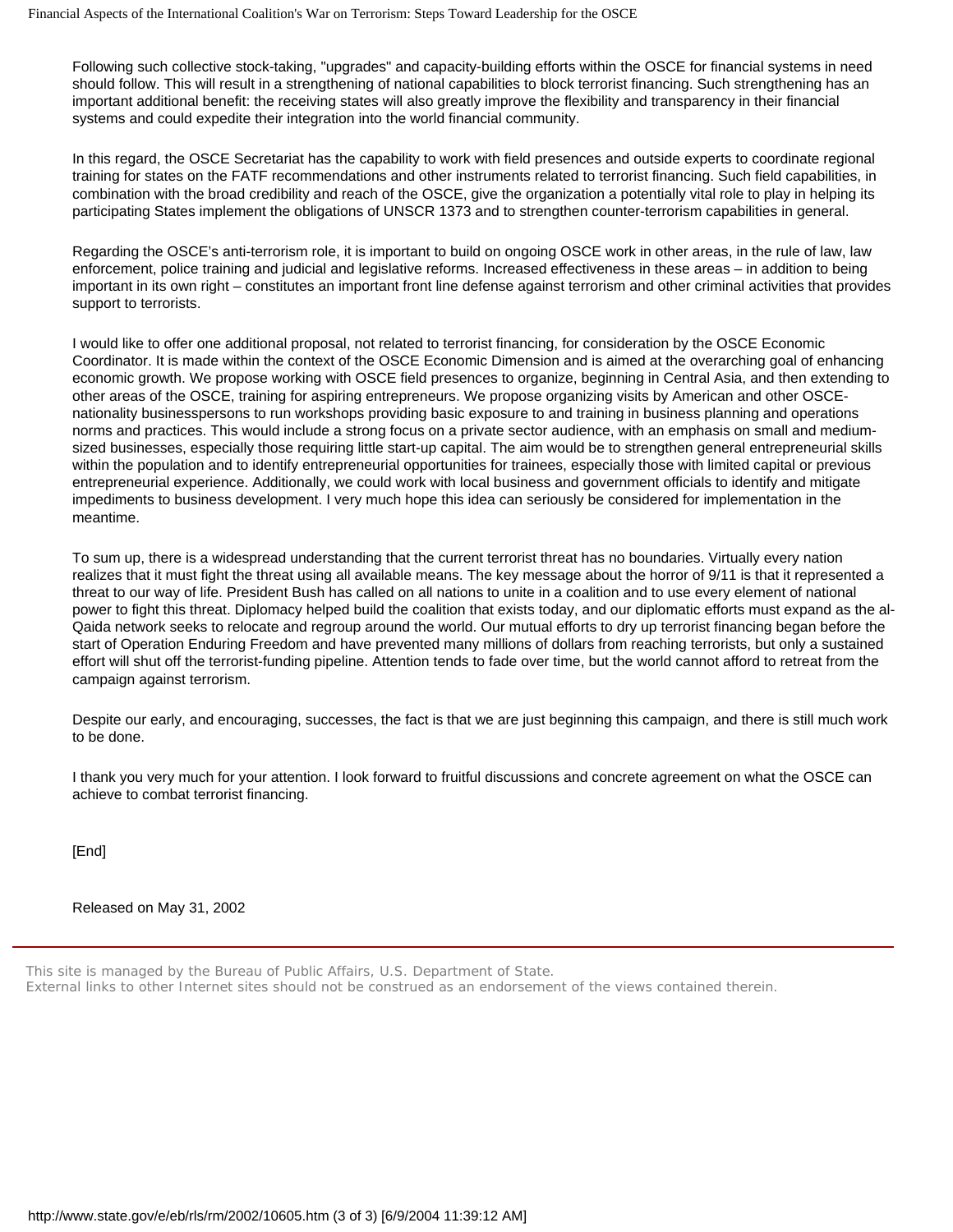Following such collective stock-taking, "upgrades" and capacity-building efforts within the OSCE for financial systems in need should follow. This will result in a strengthening of national capabilities to block terrorist financing. Such strengthening has an important additional benefit: the receiving states will also greatly improve the flexibility and transparency in their financial systems and could expedite their integration into the world financial community.

In this regard, the OSCE Secretariat has the capability to work with field presences and outside experts to coordinate regional training for states on the FATF recommendations and other instruments related to terrorist financing. Such field capabilities, in combination with the broad credibility and reach of the OSCE, give the organization a potentially vital role to play in helping its participating States implement the obligations of UNSCR 1373 and to strengthen counter-terrorism capabilities in general.

Regarding the OSCE's anti-terrorism role, it is important to build on ongoing OSCE work in other areas, in the rule of law, law enforcement, police training and judicial and legislative reforms. Increased effectiveness in these areas – in addition to being important in its own right – constitutes an important front line defense against terrorism and other criminal activities that provides support to terrorists.

I would like to offer one additional proposal, not related to terrorist financing, for consideration by the OSCE Economic Coordinator. It is made within the context of the OSCE Economic Dimension and is aimed at the overarching goal of enhancing economic growth. We propose working with OSCE field presences to organize, beginning in Central Asia, and then extending to other areas of the OSCE, training for aspiring entrepreneurs. We propose organizing visits by American and other OSCE-nationality businesspersons to run workshops providing basic exposure to and training in business planning and operations norms and practices. This would include a strong focus on a private sector audience, with an emphasis on small and medium-sized businesses, especially those requiring little start-up capital. The aim would be to strengthen general entrepreneurial skills within the population and to identify entrepreneurial opportunities for trainees, especially those with limited capital or previous entrepreneurial experience. Additionally, we could work with local business and government officials to identify and mitigate impediments to business development. I very much hope this idea can seriously be considered for implementation in the meantime.

To sum up, there is a widespread understanding that the current terrorist threat has no boundaries. Virtually every nation realizes that it must fight the threat using all available means. The key message about the horror of 9/11 is that it represented a threat to our way of life. President Bush has called on all nations to unite in a coalition and to use every element of national power to fight this threat. Diplomacy helped build the coalition that exists today, and our diplomatic efforts must expand as the al-Qaida network seeks to relocate and regroup around the world. Our mutual efforts to dry up terrorist financing began before the start of Operation Enduring Freedom and have prevented many millions of dollars from reaching terrorists, but only a sustained effort will shut off the terrorist-funding pipeline. Attention tends to fade over time, but the world cannot afford to retreat from the campaign against terrorism.

Despite our early, and encouraging, successes, the fact is that we are just beginning this campaign, and there is still much work to be done.

I thank you very much for your attention. I look forward to fruitful discussions and concrete agreement on what the OSCE can achieve to combat terrorist financing.

[End]

Released on May 31, 2002

---

This site is managed by the Bureau of Public Affairs, U.S. Department of State.
External links to other Internet sites should not be construed as an endorsement of the views contained therein.